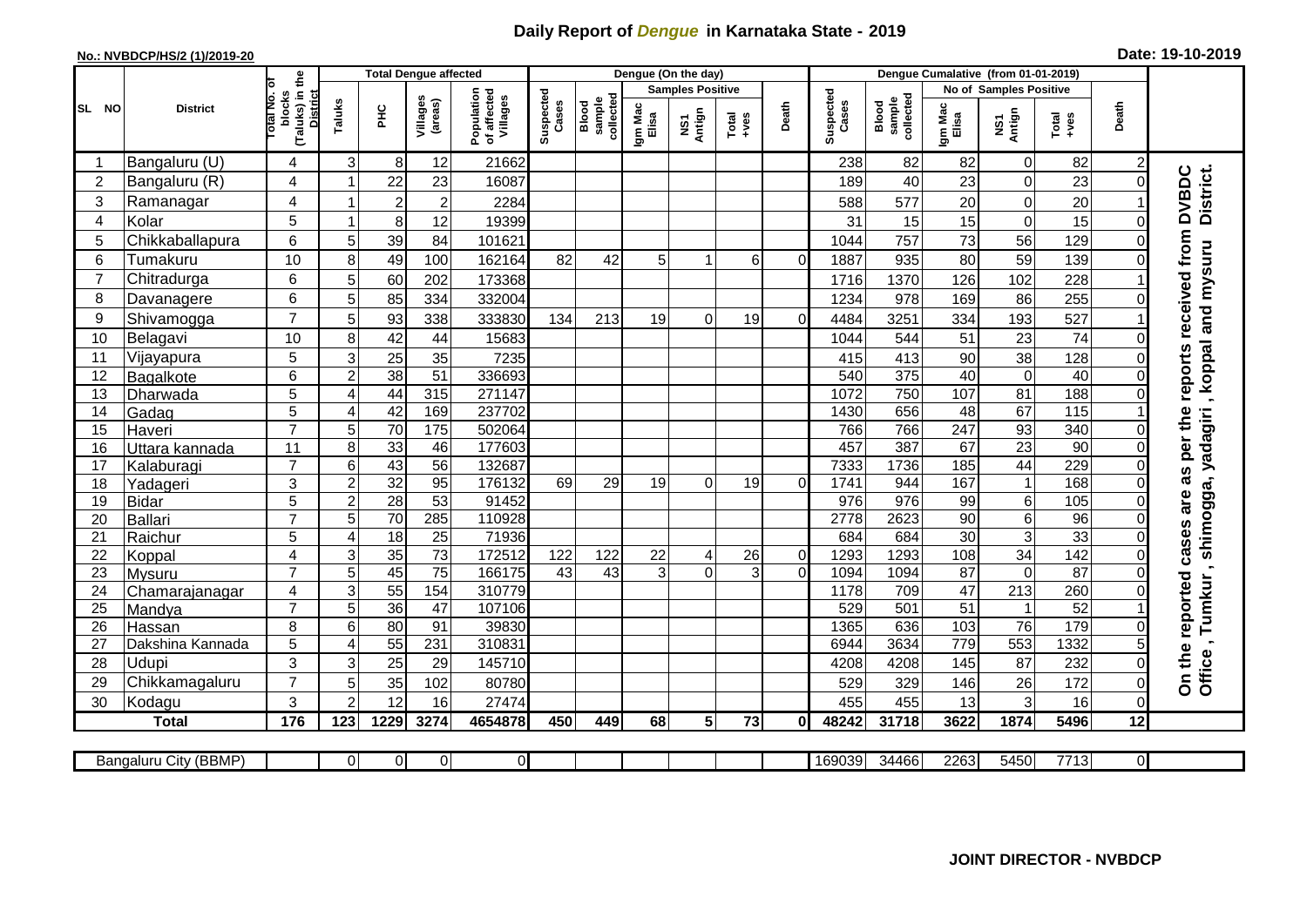# Daily Report of *Dengue* in Karnataka State - 2019

**No.: NVBDCP/HS/2 (1)/2019-20**

**Date: 19-10-2019**

| SL NO | District | Total No. of blocks (Taluks) in the District | Total Dengue affected | | | | Dengue (On the day) | | | | | | | Dengue Cumalative (from 01-01-2019) | | | | | | | |
|---|---|---|---|---|---|---|---|---|---|---|---|---|---|---|---|---|---|---|---|---|
| | | | Taluks | PHC | Villages (areas) | Population of affected Villages | Suspected Cases | Blood sample collected | Samples Positive | | | Death | Suspected Cases | Blood sample collected | No of Samples Positive | | | Death | |
| | | | | | | | | | Igm Mac Elisa | NS1 Antign | Total +ves | | | | Igm Mac Elisa | NS1 Antign | Total +ves | | |
| 1 | Bangaluru (U) | 4 | 3 | 8 | 12 | 21662 | | | | | | | 238 | 82 | 82 | 0 | 82 | 2 | On the reported cases are as per the reports received from DVBDC Office , Tumkur , shimogga, yadagiri , koppal and mysuru District. |
| 2 | Bangaluru (R) | 4 | 1 | 22 | 23 | 16087 | | | | | | | 189 | 40 | 23 | 0 | 23 | 0 | |
| 3 | Ramanagar | 4 | 1 | 2 | 2 | 2284 | | | | | | | 588 | 577 | 20 | 0 | 20 | 1 | |
| 4 | Kolar | 5 | 1 | 8 | 12 | 19399 | | | | | | | 31 | 15 | 15 | 0 | 15 | 0 | |
| 5 | Chikkaballapura | 6 | 5 | 39 | 84 | 101621 | | | | | | | 1044 | 757 | 73 | 56 | 129 | 0 | |
| 6 | Tumakuru | 10 | 8 | 49 | 100 | 162164 | 82 | 42 | 5 | 1 | 6 | 0 | 1887 | 935 | 80 | 59 | 139 | 0 | |
| 7 | Chitradurga | 6 | 5 | 60 | 202 | 173368 | | | | | | | 1716 | 1370 | 126 | 102 | 228 | 1 | |
| 8 | Davanagere | 6 | 5 | 85 | 334 | 332004 | | | | | | | 1234 | 978 | 169 | 86 | 255 | 0 | |
| 9 | Shivamogga | 7 | 5 | 93 | 338 | 333830 | 134 | 213 | 19 | 0 | 19 | 0 | 4484 | 3251 | 334 | 193 | 527 | 1 | |
| 10 | Belagavi | 10 | 8 | 42 | 44 | 15683 | | | | | | | 1044 | 544 | 51 | 23 | 74 | 0 | |
| 11 | Vijayapura | 5 | 3 | 25 | 35 | 7235 | | | | | | | 415 | 413 | 90 | 38 | 128 | 0 | |
| 12 | Bagalkote | 6 | 2 | 38 | 51 | 336693 | | | | | | | 540 | 375 | 40 | 0 | 40 | 0 | |
| 13 | Dharwada | 5 | 4 | 44 | 315 | 271147 | | | | | | | 1072 | 750 | 107 | 81 | 188 | 0 | |
| 14 | Gadag | 5 | 4 | 42 | 169 | 237702 | | | | | | | 1430 | 656 | 48 | 67 | 115 | 1 | |
| 15 | Haveri | 7 | 5 | 70 | 175 | 502064 | | | | | | | 766 | 766 | 247 | 93 | 340 | 0 | |
| 16 | Uttara kannada | 11 | 8 | 33 | 46 | 177603 | | | | | | | 457 | 387 | 67 | 23 | 90 | 0 | |
| 17 | Kalaburagi | 7 | 6 | 43 | 56 | 132687 | | | | | | | 7333 | 1736 | 185 | 44 | 229 | 0 | |
| 18 | Yadageri | 3 | 2 | 32 | 95 | 176132 | 69 | 29 | 19 | 0 | 19 | 0 | 1741 | 944 | 167 | 1 | 168 | 0 | |
| 19 | Bidar | 5 | 2 | 28 | 53 | 91452 | | | | | | | 976 | 976 | 99 | 6 | 105 | 0 | |
| 20 | Ballari | 7 | 5 | 70 | 285 | 110928 | | | | | | | 2778 | 2623 | 90 | 6 | 96 | 0 | |
| 21 | Raichur | 5 | 4 | 18 | 25 | 71936 | | | | | | | 684 | 684 | 30 | 3 | 33 | 0 | |
| 22 | Koppal | 4 | 3 | 35 | 73 | 172512 | 122 | 122 | 22 | 4 | 26 | 0 | 1293 | 1293 | 108 | 34 | 142 | 0 | |
| 23 | Mysuru | 7 | 5 | 45 | 75 | 166175 | 43 | 43 | 3 | 0 | 3 | 0 | 1094 | 1094 | 87 | 0 | 87 | 0 | |
| 24 | Chamarajanagar | 4 | 3 | 55 | 154 | 310779 | | | | | | | 1178 | 709 | 47 | 213 | 260 | 0 | |
| 25 | Mandya | 7 | 5 | 36 | 47 | 107106 | | | | | | | 529 | 501 | 51 | 1 | 52 | 1 | |
| 26 | Hassan | 8 | 6 | 80 | 91 | 39830 | | | | | | | 1365 | 636 | 103 | 76 | 179 | 0 | |
| 27 | Dakshina Kannada | 5 | 4 | 55 | 231 | 310831 | | | | | | | 6944 | 3634 | 779 | 553 | 1332 | 5 | |
| 28 | Udupi | 3 | 3 | 25 | 29 | 145710 | | | | | | | 4208 | 4208 | 145 | 87 | 232 | 0 | |
| 29 | Chikkamagaluru | 7 | 5 | 35 | 102 | 80780 | | | | | | | 529 | 329 | 146 | 26 | 172 | 0 | |
| 30 | Kodagu | 3 | 2 | 12 | 16 | 27474 | | | | | | | 455 | 455 | 13 | 3 | 16 | 0 | |
| | **Total** | **176** | **123** | **1229** | **3274** | **4654878** | **450** | **449** | **68** | **5** | **73** | **0** | **48242** | **31718** | **3622** | **1874** | **5496** | **12** | |

| Bangaluru City (BBMP) | | 0 | 0 | 0 | 0 | | | | | | | 169039 | 34466 | 2263 | 5450 | 7713 | 0 |
|---|---|---|---|---|---|---|---|---|---|---|---|---|---|---|---|---|---|

**JOINT DIRECTOR - NVBDCP**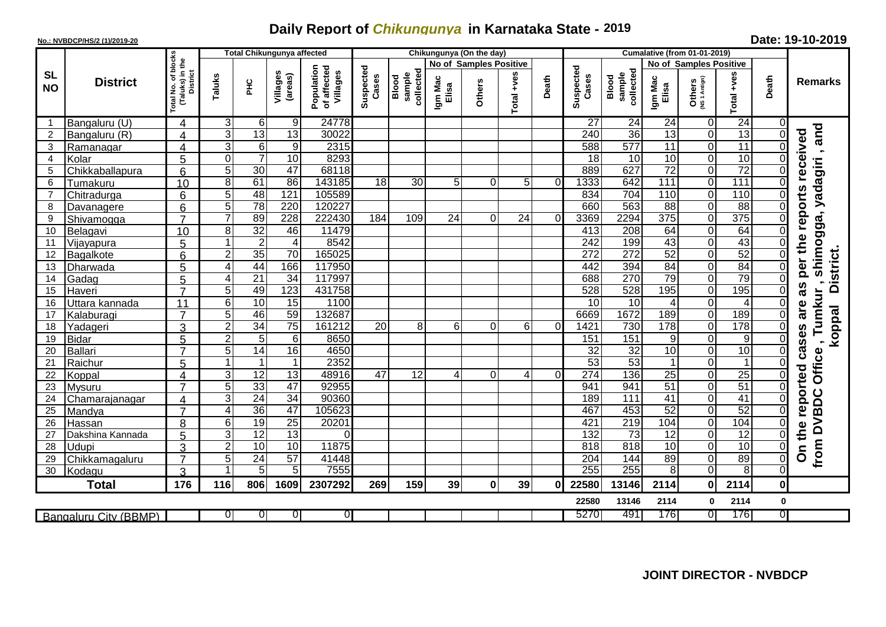# Daily Report of *Chikungunya* in Karnataka State - 2019

**No.: NVBDCP/HS/2 (1)/2019-20**

**Date: 19-10-2019**

| SL NO | District | Total No. of blocks (Taluks) in the District | Total Chikungunya affected | | | | Chikungunya (On the day) | | | | | | | Cumalative (from 01-01-2019) | | | | | | | Remarks |
|---|---|---|---|---|---|---|---|---|---|---|---|---|---|---|---|---|---|---|---|---|---|
| | | | Taluks | PHC | Villages (areas) | Population of affected Villages | Suspected Cases | Blood sample collected | No of Samples Positive | | | Death | Suspected Cases | Blood sample collected | No of Samples Positive | | | Death | |
| | | | | | | | | | Igm Mac Elisa | Others | Total +ves | | | | Igm Mac Elisa | Others (NS 1 Antign) | Total +ves | | |
| 1 | Bangaluru (U) | 4 | 3 | 6 | 9 | 24778 | | | | | | | 27 | 24 | 24 | 0 | 24 | 0 | On the reported cases are as per the reports received from DVBDC Office , Tumkur , shimogga, yadagiri , and koppal District. |
| 2 | Bangaluru (R) | 4 | 3 | 13 | 13 | 30022 | | | | | | | 240 | 36 | 13 | 0 | 13 | 0 | |
| 3 | Ramanagar | 4 | 3 | 6 | 9 | 2315 | | | | | | | 588 | 577 | 11 | 0 | 11 | 0 | |
| 4 | Kolar | 5 | 0 | 7 | 10 | 8293 | | | | | | | 18 | 10 | 10 | 0 | 10 | 0 | |
| 5 | Chikkaballapura | 6 | 5 | 30 | 47 | 68118 | | | | | | | 889 | 627 | 72 | 0 | 72 | 0 | |
| 6 | Tumakuru | 10 | 8 | 61 | 86 | 143185 | 18 | 30 | 5 | 0 | 5 | 0 | 1333 | 642 | 111 | 0 | 111 | 0 | |
| 7 | Chitradurga | 6 | 5 | 48 | 121 | 105589 | | | | | | | 834 | 704 | 110 | 0 | 110 | 0 | |
| 8 | Davanagere | 6 | 5 | 78 | 220 | 120227 | | | | | | | 660 | 563 | 88 | 0 | 88 | 0 | |
| 9 | Shivamogga | 7 | 7 | 89 | 228 | 222430 | 184 | 109 | 24 | 0 | 24 | 0 | 3369 | 2294 | 375 | 0 | 375 | 0 | |
| 10 | Belagavi | 10 | 8 | 32 | 46 | 11479 | | | | | | | 413 | 208 | 64 | 0 | 64 | 0 | |
| 11 | Vijayapura | 5 | 1 | 2 | 4 | 8542 | | | | | | | 242 | 199 | 43 | 0 | 43 | 0 | |
| 12 | Bagalkote | 6 | 2 | 35 | 70 | 165025 | | | | | | | 272 | 272 | 52 | 0 | 52 | 0 | |
| 13 | Dharwada | 5 | 4 | 44 | 166 | 117950 | | | | | | | 442 | 394 | 84 | 0 | 84 | 0 | |
| 14 | Gadag | 5 | 4 | 21 | 34 | 117997 | | | | | | | 688 | 270 | 79 | 0 | 79 | 0 | |
| 15 | Haveri | 7 | 5 | 49 | 123 | 431758 | | | | | | | 528 | 528 | 195 | 0 | 195 | 0 | |
| 16 | Uttara kannada | 11 | 6 | 10 | 15 | 1100 | | | | | | | 10 | 10 | 4 | 0 | 4 | 0 | |
| 17 | Kalaburagi | 7 | 5 | 46 | 59 | 132687 | | | | | | | 6669 | 1672 | 189 | 0 | 189 | 0 | |
| 18 | Yadageri | 3 | 2 | 34 | 75 | 161212 | 20 | 8 | 6 | 0 | 6 | 0 | 1421 | 730 | 178 | 0 | 178 | 0 | |
| 19 | Bidar | 5 | 2 | 5 | 6 | 8650 | | | | | | | 151 | 151 | 9 | 0 | 9 | 0 | |
| 20 | Ballari | 7 | 5 | 14 | 16 | 4650 | | | | | | | 32 | 32 | 10 | 0 | 10 | 0 | |
| 21 | Raichur | 5 | 1 | 1 | 1 | 2352 | | | | | | | 53 | 53 | 1 | 0 | 1 | 0 | |
| 22 | Koppal | 4 | 3 | 12 | 13 | 48916 | 47 | 12 | 4 | 0 | 4 | 0 | 274 | 136 | 25 | 0 | 25 | 0 | |
| 23 | Mysuru | 7 | 5 | 33 | 47 | 92955 | | | | | | | 941 | 941 | 51 | 0 | 51 | 0 | |
| 24 | Chamarajanagar | 4 | 3 | 24 | 34 | 90360 | | | | | | | 189 | 111 | 41 | 0 | 41 | 0 | |
| 25 | Mandya | 7 | 4 | 36 | 47 | 105623 | | | | | | | 467 | 453 | 52 | 0 | 52 | 0 | |
| 26 | Hassan | 8 | 6 | 19 | 25 | 20201 | | | | | | | 421 | 219 | 104 | 0 | 104 | 0 | |
| 27 | Dakshina Kannada | 5 | 3 | 12 | 13 | 0 | | | | | | | 132 | 73 | 12 | 0 | 12 | 0 | |
| 28 | Udupi | 3 | 2 | 10 | 10 | 11875 | | | | | | | 818 | 818 | 10 | 0 | 10 | 0 | |
| 29 | Chikkamagaluru | 7 | 5 | 24 | 57 | 41448 | | | | | | | 204 | 144 | 89 | 0 | 89 | 0 | |
| 30 | Kodagu | 3 | 1 | 5 | 5 | 7555 | | | | | | | 255 | 255 | 8 | 0 | 8 | 0 | |
| **Total** | | **176** | **116** | **806** | **1609** | **2307292** | **269** | **159** | **39** | **0** | **39** | **0** | **22580** | **13146** | **2114** | **0** | **2114** | **0** | |
| | | | | | | | | | | | | | 22580 | 13146 | 2114 | 0 | 2114 | 0 | |
| Bangaluru City (BBMP) | | | 0 | 0 | 0 | 0 | | | | | | | 5270 | 491 | 176 | 0 | 176 | 0 | |

**JOINT DIRECTOR - NVBDCP**